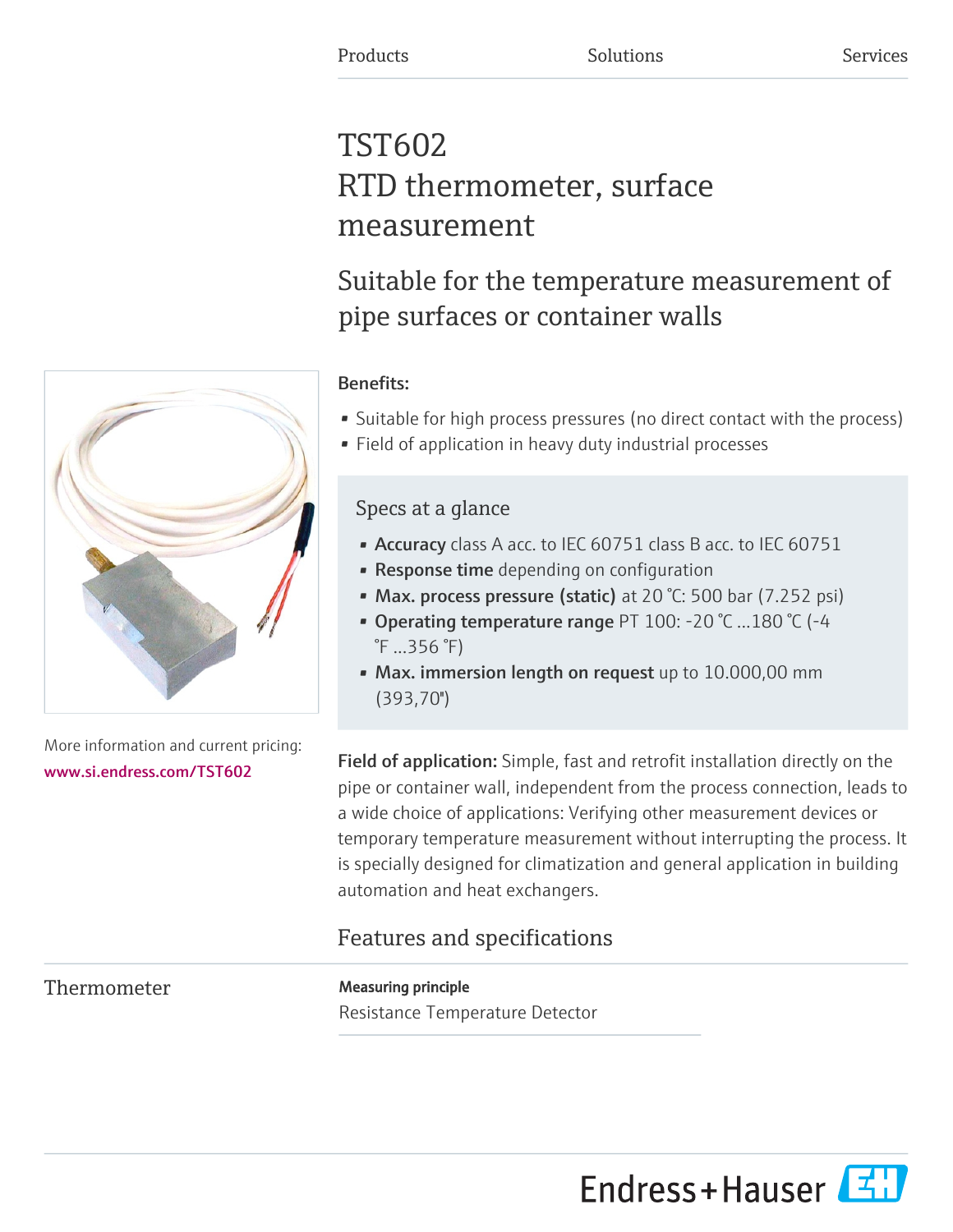Products Solutions Services

# TST602 RTD thermometer, surface measurement

## Suitable for the temperature measurement of pipe surfaces or container walls

More information and current pricing:
www.si.endress.com/TST602

**Benefits:**

- Suitable for high process pressures (no direct contact with the process)
- Field of application in heavy duty industrial processes

### Specs at a glance

- **Accuracy** class A acc. to IEC 60751 class B acc. to IEC 60751
- **Response time** depending on configuration
- **Max. process pressure (static)** at 20 °C: 500 bar (7.252 psi)
- **Operating temperature range** PT 100: -20 °C ...180 °C (-4 °F ...356 °F)
- **Max. immersion length on request** up to 10.000,00 mm (393,70")

**Field of application:** Simple, fast and retrofit installation directly on the pipe or container wall, independent from the process connection, leads to a wide choice of applications: Verifying other measurement devices or temporary temperature measurement without interrupting the process. It is specially designed for climatization and general application in building automation and heat exchangers.

## Features and specifications

### Thermometer

**Measuring principle**

Resistance Temperature Detector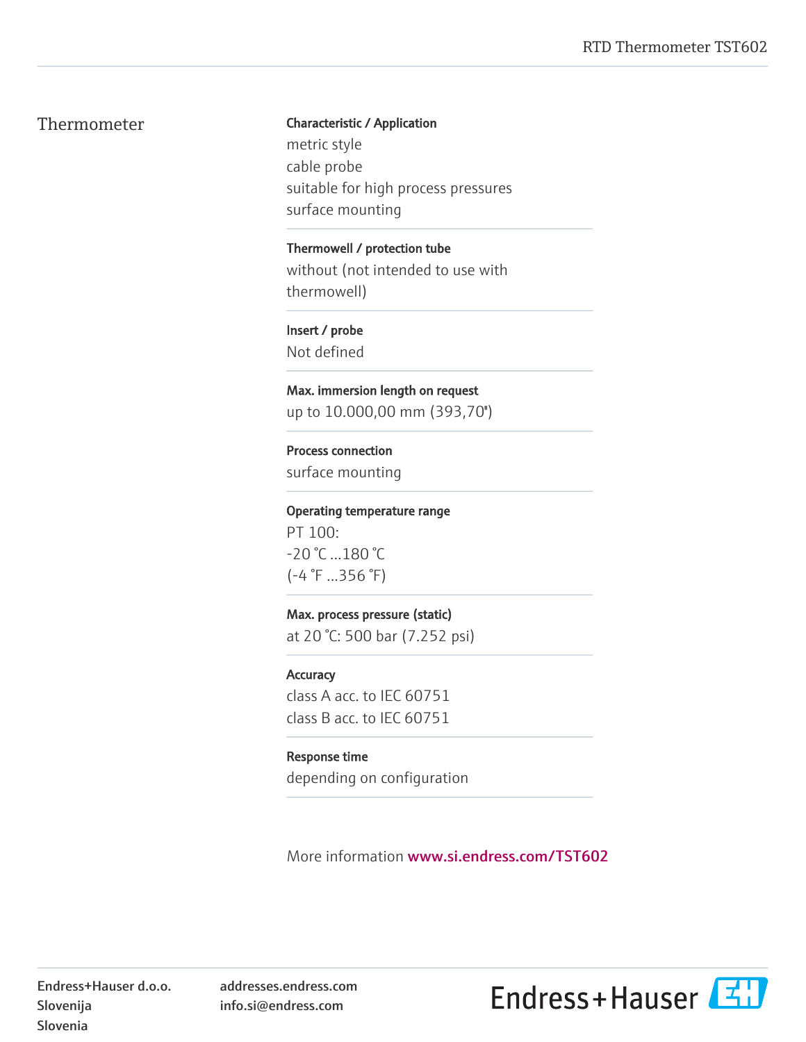## Thermometer

**Characteristic / Application**

metric style
cable probe
suitable for high process pressures
surface mounting

**Thermowell / protection tube**

without (not intended to use with thermowell)

**Insert / probe**

Not defined

**Max. immersion length on request**

up to 10.000,00 mm (393,70")

**Process connection**

surface mounting

**Operating temperature range**

PT 100:
-20 °C ...180 °C
(-4 °F ...356 °F)

**Max. process pressure (static)**

at 20 °C: 500 bar (7.252 psi)

**Accuracy**

class A acc. to IEC 60751
class B acc. to IEC 60751

**Response time**

depending on configuration

More information www.si.endress.com/TST602

Endress+Hauser d.o.o.
Slovenija
Slovenia

addresses.endress.com
info.si@endress.com